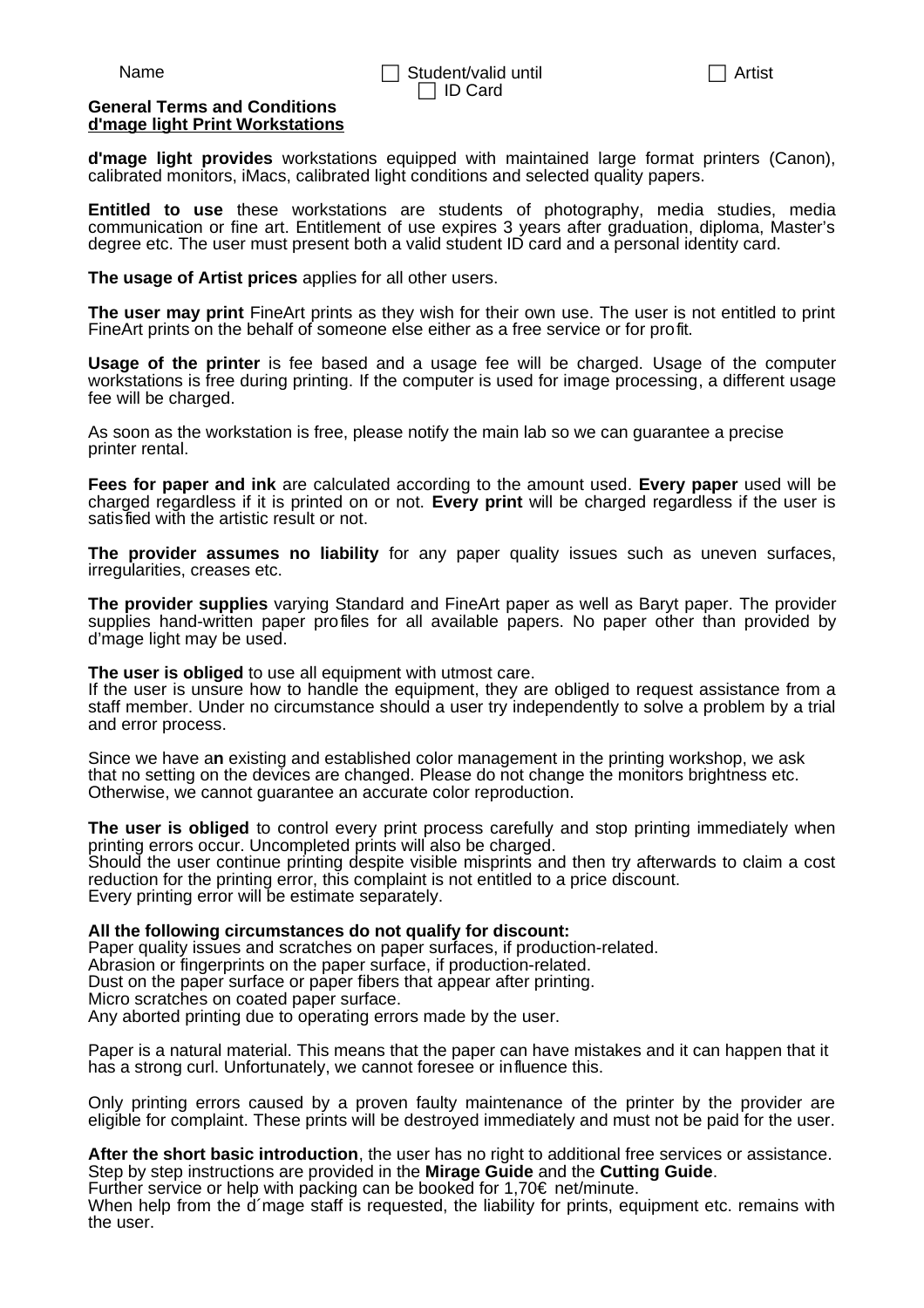Name ☐ Student/valid until ☐ ID Card ☐ Artist

**General Terms and Conditions**
**d'mage light Print Workstations**

**d'mage light provides** workstations equipped with maintained large format printers (Canon), calibrated monitors, iMacs, calibrated light conditions and selected quality papers.

**Entitled to use** these workstations are students of photography, media studies, media communication or fine art. Entitlement of use expires 3 years after graduation, diploma, Master's degree etc. The user must present both a valid student ID card and a personal identity card.

**The usage of Artist prices** applies for all other users.

**The user may print** FineArt prints as they wish for their own use. The user is not entitled to print FineArt prints on the behalf of someone else either as a free service or for profit.

**Usage of the printer** is fee based and a usage fee will be charged. Usage of the computer workstations is free during printing. If the computer is used for image processing, a different usage fee will be charged.

As soon as the workstation is free, please notify the main lab so we can guarantee a precise printer rental.

**Fees for paper and ink** are calculated according to the amount used. **Every paper** used will be charged regardless if it is printed on or not. **Every print** will be charged regardless if the user is satisfied with the artistic result or not.

**The provider assumes no liability** for any paper quality issues such as uneven surfaces, irregularities, creases etc.

**The provider supplies** varying Standard and FineArt paper as well as Baryt paper. The provider supplies hand-written paper profiles for all available papers. No paper other than provided by d'mage light may be used.

**The user is obliged** to use all equipment with utmost care.
If the user is unsure how to handle the equipment, they are obliged to request assistance from a staff member. Under no circumstance should a user try independently to solve a problem by a trial and error process.

Since we have a**n** existing and established color management in the printing workshop, we ask that no setting on the devices are changed. Please do not change the monitors brightness etc. Otherwise, we cannot guarantee an accurate color reproduction.

**The user is obliged** to control every print process carefully and stop printing immediately when printing errors occur. Uncompleted prints will also be charged.
Should the user continue printing despite visible misprints and then try afterwards to claim a cost reduction for the printing error, this complaint is not entitled to a price discount.
Every printing error will be estimate separately.

**All the following circumstances do not qualify for discount:**
Paper quality issues and scratches on paper surfaces, if production-related.
Abrasion or fingerprints on the paper surface, if production-related.
Dust on the paper surface or paper fibers that appear after printing.
Micro scratches on coated paper surface.
Any aborted printing due to operating errors made by the user.

Paper is a natural material. This means that the paper can have mistakes and it can happen that it has a strong curl. Unfortunately, we cannot foresee or influence this.

Only printing errors caused by a proven faulty maintenance of the printer by the provider are eligible for complaint. These prints will be destroyed immediately and must not be paid for the user.

**After the short basic introduction**, the user has no right to additional free services or assistance. Step by step instructions are provided in the **Mirage Guide** and the **Cutting Guide**.
Further service or help with packing can be booked for 1,70€ net/minute.
When help from the d´mage staff is requested, the liability for prints, equipment etc. remains with the user.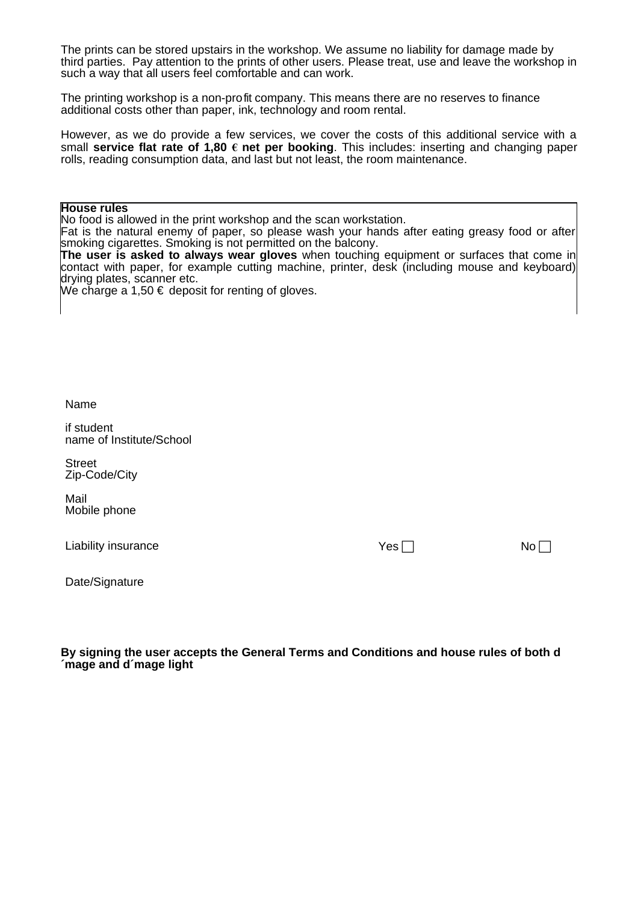The prints can be stored upstairs in the workshop. We assume no liability for damage made by third parties. Pay attention to the prints of other users. Please treat, use and leave the workshop in such a way that all users feel comfortable and can work.

The printing workshop is a non-profit company. This means there are no reserves to finance additional costs other than paper, ink, technology and room rental.

However, as we do provide a few services, we cover the costs of this additional service with a small **service flat rate of 1,80 € net per booking**. This includes: inserting and changing paper rolls, reading consumption data, and last but not least, the room maintenance.

**House rules**
No food is allowed in the print workshop and the scan workstation.
Fat is the natural enemy of paper, so please wash your hands after eating greasy food or after smoking cigarettes. Smoking is not permitted on the balcony.
**The user is asked to always wear gloves** when touching equipment or surfaces that come in contact with paper, for example cutting machine, printer, desk (including mouse and keyboard) drying plates, scanner etc.
We charge a 1,50 € deposit for renting of gloves.

Name

if student
name of Institute/School

Street
Zip-Code/City

Mail
Mobile phone

Liability insurance Yes ☐ No ☐

Date/Signature

**By signing the user accepts the General Terms and Conditions and house rules of both d´mage and d´mage light**